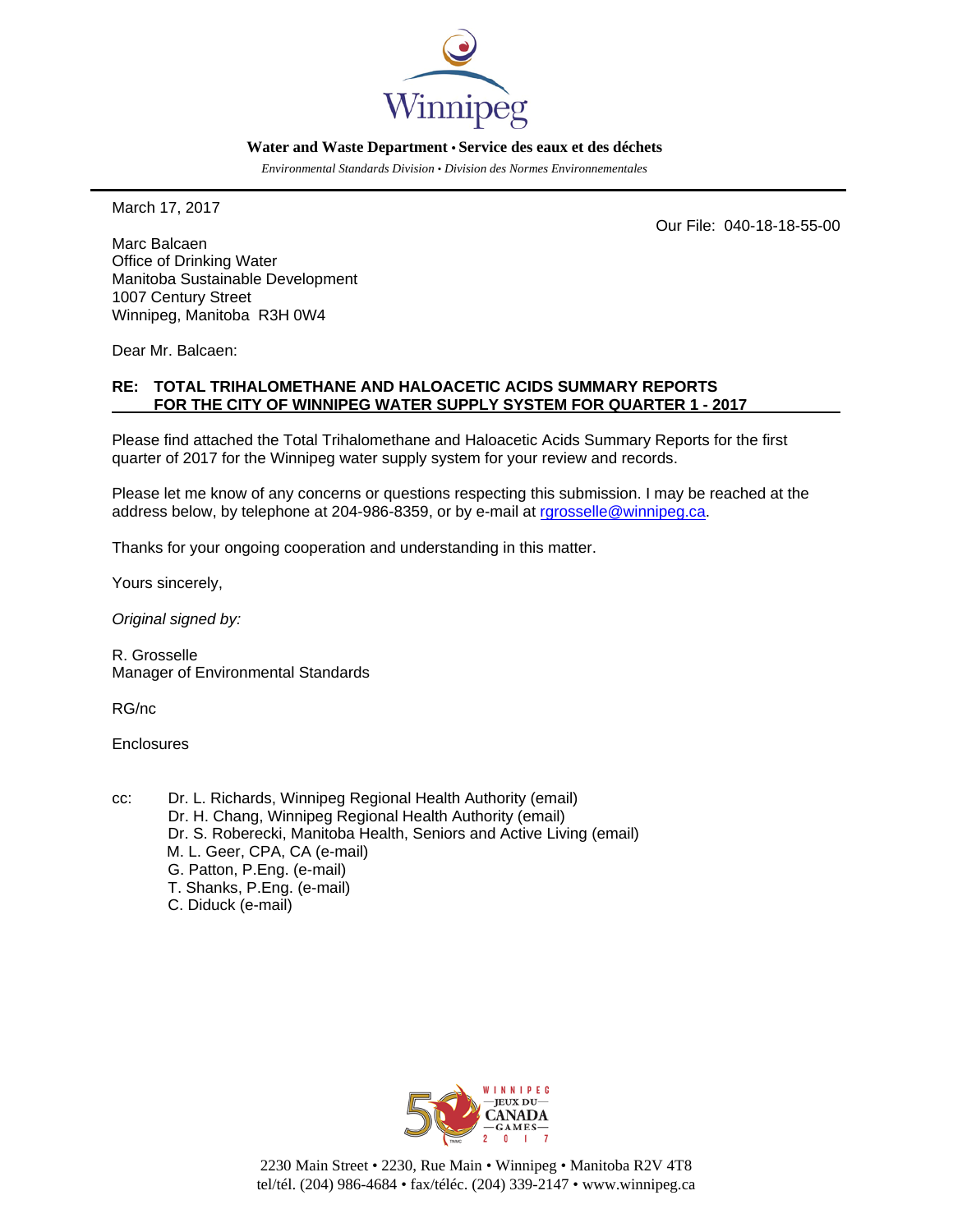**Water and Waste Department • Service des eaux et des déchets**

*Environmental Standards Division • Division des Normes Environnementales*

March 17, 2017

Our File: 040-18-18-55-00

Marc Balcaen
Office of Drinking Water
Manitoba Sustainable Development
1007 Century Street
Winnipeg, Manitoba R3H 0W4

Dear Mr. Balcaen:

**RE: TOTAL TRIHALOMETHANE AND HALOACETIC ACIDS SUMMARY REPORTS FOR THE CITY OF WINNIPEG WATER SUPPLY SYSTEM FOR QUARTER 1 - 2017**

Please find attached the Total Trihalomethane and Haloacetic Acids Summary Reports for the first quarter of 2017 for the Winnipeg water supply system for your review and records.

Please let me know of any concerns or questions respecting this submission. I may be reached at the address below, by telephone at 204-986-8359, or by e-mail at rgrosselle@winnipeg.ca.

Thanks for your ongoing cooperation and understanding in this matter.

Yours sincerely,

*Original signed by:*

R. Grosselle
Manager of Environmental Standards

RG/nc

Enclosures

cc: Dr. L. Richards, Winnipeg Regional Health Authority (email)
Dr. H. Chang, Winnipeg Regional Health Authority (email)
Dr. S. Roberecki, Manitoba Health, Seniors and Active Living (email)
M. L. Geer, CPA, CA (e-mail)
G. Patton, P.Eng. (e-mail)
T. Shanks, P.Eng. (e-mail)
C. Diduck (e-mail)

2230 Main Street • 2230, Rue Main • Winnipeg • Manitoba R2V 4T8
tel/tél. (204) 986-4684 • fax/téléc. (204) 339-2147 • www.winnipeg.ca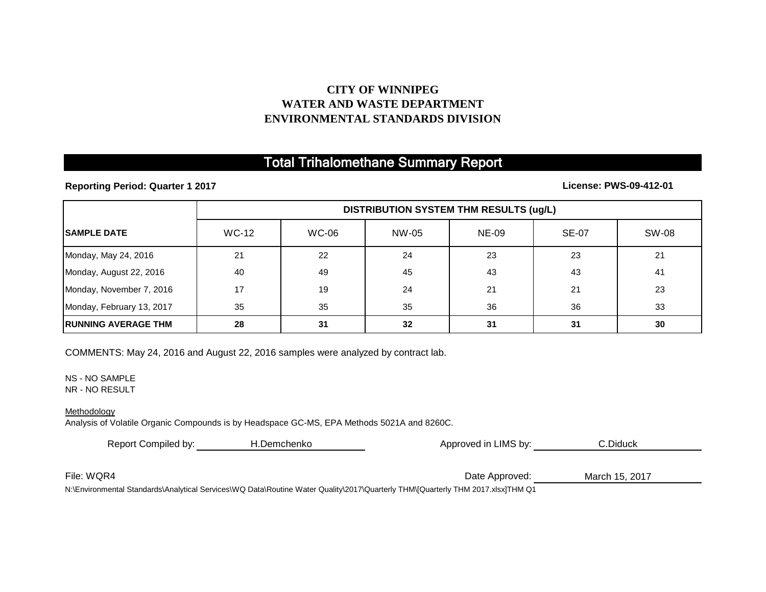**CITY OF WINNIPEG**
**WATER AND WASTE DEPARTMENT**
**ENVIRONMENTAL STANDARDS DIVISION**

# Total Trihalomethane Summary Report

**Reporting Period: Quarter 1 2017** **License: PWS-09-412-01**

| | DISTRIBUTION SYSTEM THM RESULTS (ug/L) | | | | | |
|---|---|---|---|---|---|---|
| **SAMPLE DATE** | WC-12 | WC-06 | NW-05 | NE-09 | SE-07 | SW-08 |
| Monday, May 24, 2016 | 21 | 22 | 24 | 23 | 23 | 21 |
| Monday, August 22, 2016 | 40 | 49 | 45 | 43 | 43 | 41 |
| Monday, November 7, 2016 | 17 | 19 | 24 | 21 | 21 | 23 |
| Monday, February 13, 2017 | 35 | 35 | 35 | 36 | 36 | 33 |
| **RUNNING AVERAGE THM** | **28** | **31** | **32** | **31** | **31** | **30** |

COMMENTS: May 24, 2016 and August 22, 2016 samples were analyzed by contract lab.

NS - NO SAMPLE
NR - NO RESULT

Methodology
Analysis of Volatile Organic Compounds is by Headspace GC-MS, EPA Methods 5021A and 8260C.

Report Compiled by: H.Demchenko Approved in LIMS by: C.Diduck

File: WQR4 Date Approved: March 15, 2017

N:\Environmental Standards\Analytical Services\WQ Data\Routine Water Quality\2017\Quarterly THM\[Quarterly THM 2017.xlsx]THM Q1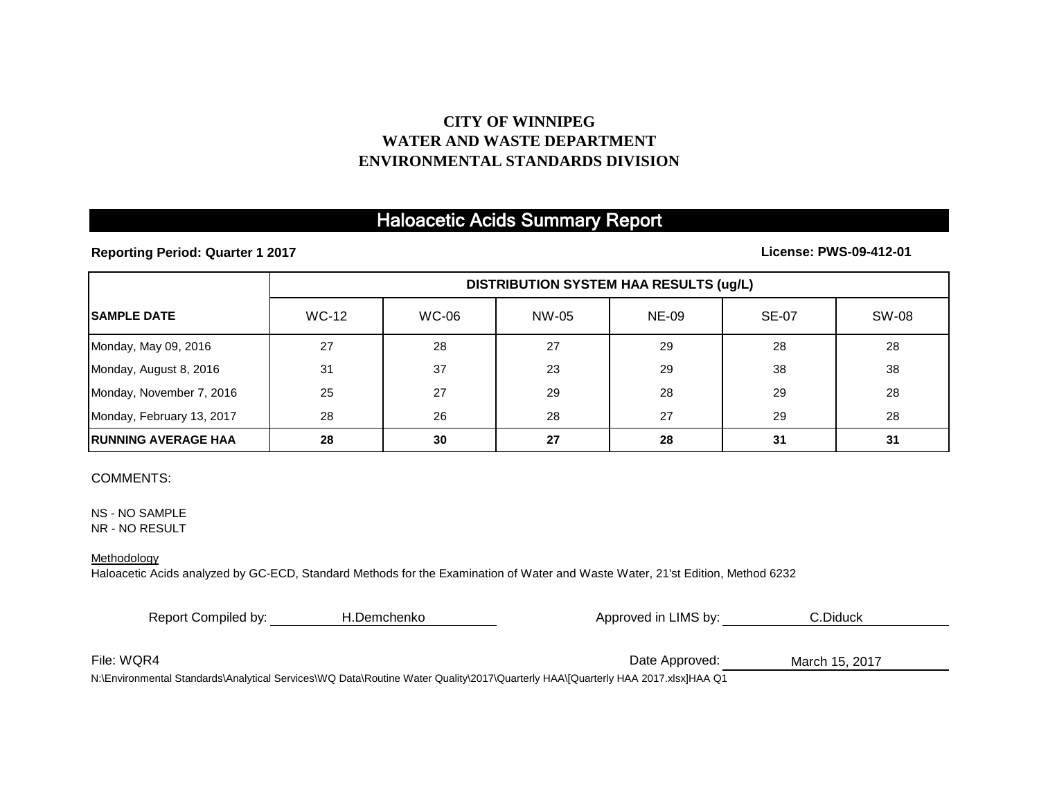**CITY OF WINNIPEG**
**WATER AND WASTE DEPARTMENT**
**ENVIRONMENTAL STANDARDS DIVISION**

# Haloacetic Acids Summary Report

**Reporting Period: Quarter 1 2017** **License: PWS-09-412-01**

| | DISTRIBUTION SYSTEM HAA RESULTS (ug/L) | | | | | |
|---|---|---|---|---|---|---|
| **SAMPLE DATE** | WC-12 | WC-06 | NW-05 | NE-09 | SE-07 | SW-08 |
| Monday, May 09, 2016 | 27 | 28 | 27 | 29 | 28 | 28 |
| Monday, August 8, 2016 | 31 | 37 | 23 | 29 | 38 | 38 |
| Monday, November 7, 2016 | 25 | 27 | 29 | 28 | 29 | 28 |
| Monday, February 13, 2017 | 28 | 26 | 28 | 27 | 29 | 28 |
| **RUNNING AVERAGE HAA** | **28** | **30** | **27** | **28** | **31** | **31** |

COMMENTS:

NS - NO SAMPLE
NR - NO RESULT

Methodology
Haloacetic Acids analyzed by GC-ECD, Standard Methods for the Examination of Water and Waste Water, 21'st Edition, Method 6232

Report Compiled by: H.Demchenko Approved in LIMS by: C.Diduck

File: WQR4 Date Approved: March 15, 2017

N:\Environmental Standards\Analytical Services\WQ Data\Routine Water Quality\2017\Quarterly HAA\[Quarterly HAA 2017.xlsx]HAA Q1